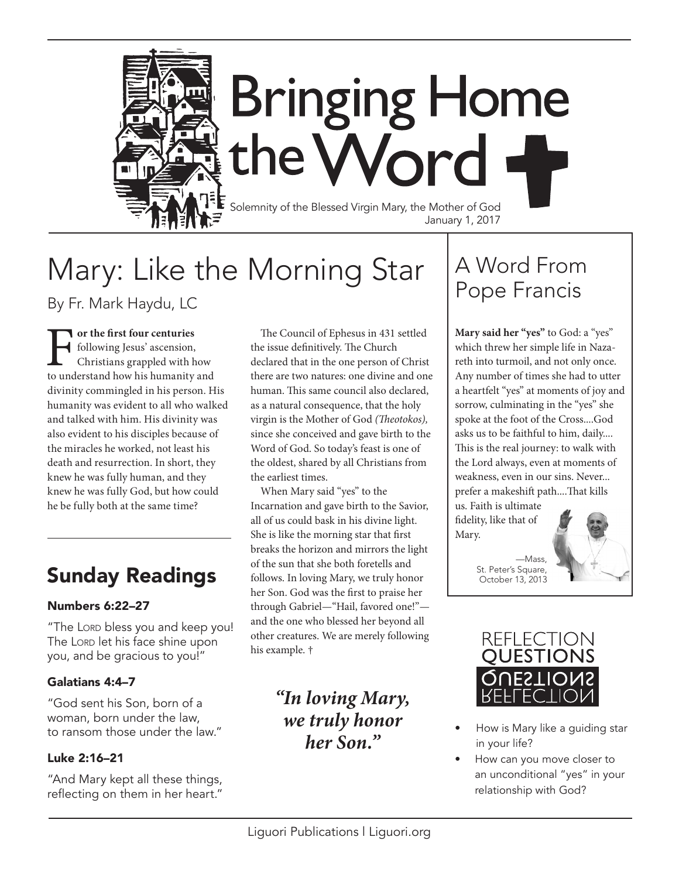# Bringing Home the Word

Solemnity of the Blessed Virgin Mary, the Mother of God
January 1, 2017

## Mary: Like the Morning Star

By Fr. Mark Haydu, LC

**For the first four centuries** following Jesus' ascension, Christians grappled with how to understand how his humanity and divinity commingled in his person. His humanity was evident to all who walked and talked with him. His divinity was also evident to his disciples because of the miracles he worked, not least his death and resurrection. In short, they knew he was fully human, and they knew he was fully God, but how could he be fully both at the same time?

The Council of Ephesus in 431 settled the issue definitively. The Church declared that in the one person of Christ there are two natures: one divine and one human. This same council also declared, as a natural consequence, that the holy virgin is the Mother of God *(Theotokos),* since she conceived and gave birth to the Word of God. So today's feast is one of the oldest, shared by all Christians from the earliest times.

When Mary said "yes" to the Incarnation and gave birth to the Savior, all of us could bask in his divine light. She is like the morning star that first breaks the horizon and mirrors the light of the sun that she both foretells and follows. In loving Mary, we truly honor her Son. God was the first to praise her through Gabriel—"Hail, favored one!"—and the one who blessed her beyond all other creatures. We are merely following his example. †

> ***"In loving Mary, we truly honor her Son."***

## Sunday Readings

### Numbers 6:22–27

"The Lord bless you and keep you! The Lord let his face shine upon you, and be gracious to you!"

### Galatians 4:4–7

"God sent his Son, born of a woman, born under the law, to ransom those under the law."

### Luke 2:16–21

"And Mary kept all these things, reflecting on them in her heart."

## A Word From Pope Francis

**Mary said her "yes"** to God: a "yes" which threw her simple life in Nazareth into turmoil, and not only once. Any number of times she had to utter a heartfelt "yes" at moments of joy and sorrow, culminating in the "yes" she spoke at the foot of the Cross....God asks us to be faithful to him, daily.... This is the real journey: to walk with the Lord always, even at moments of weakness, even in our sins. Never... prefer a makeshift path....That kills us. Faith is ultimate fidelity, like that of Mary.

—Mass, St. Peter's Square, October 13, 2013

## Reflection Questions

- How is Mary like a guiding star in your life?
- How can you move closer to an unconditional "yes" in your relationship with God?

Liguori Publications | Liguori.org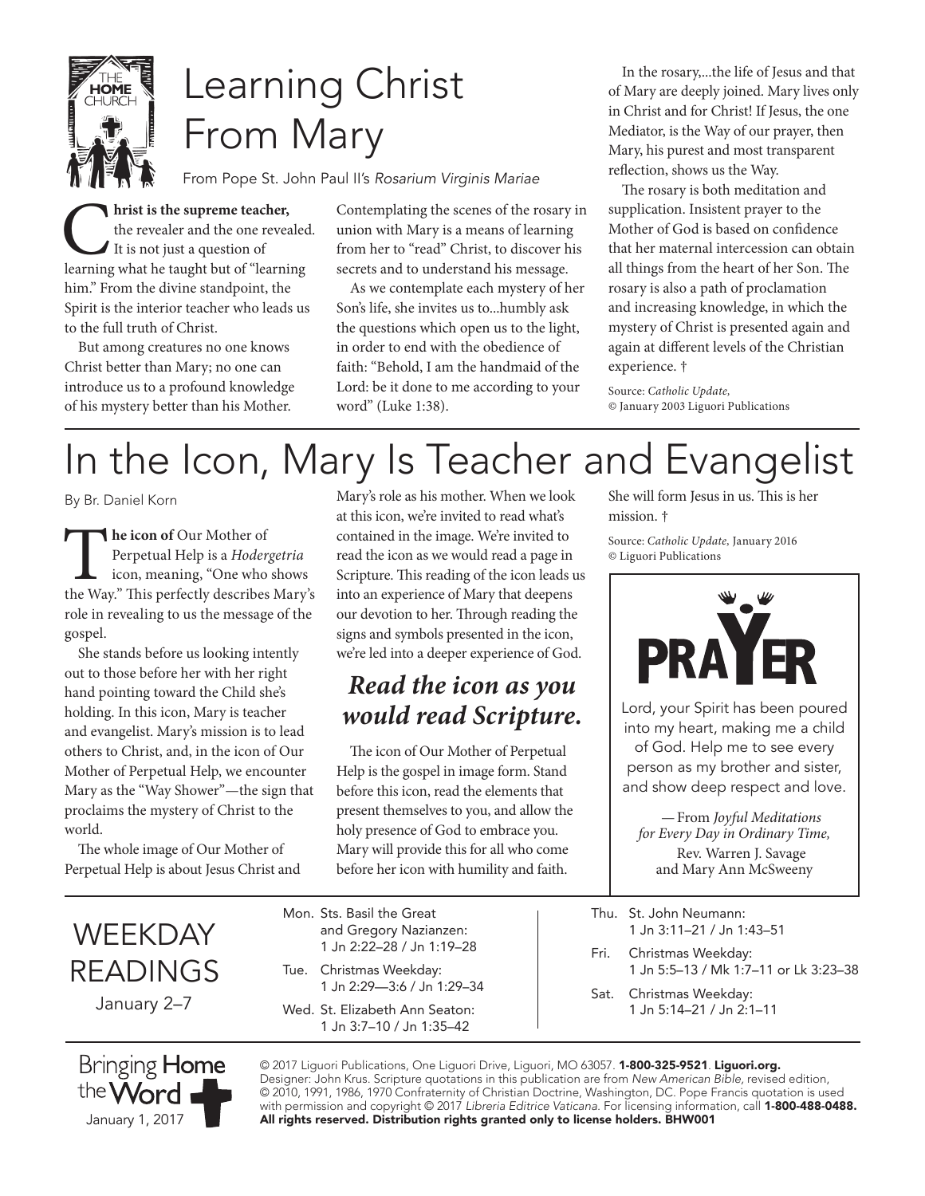# Learning Christ From Mary

From Pope St. John Paul II's *Rosarium Virginis Mariae*

**Christ is the supreme teacher,** the revealer and the one revealed. It is not just a question of learning what he taught but of "learning him." From the divine standpoint, the Spirit is the interior teacher who leads us to the full truth of Christ.

But among creatures no one knows Christ better than Mary; no one can introduce us to a profound knowledge of his mystery better than his Mother.

Contemplating the scenes of the rosary in union with Mary is a means of learning from her to "read" Christ, to discover his secrets and to understand his message.

As we contemplate each mystery of her Son's life, she invites us to...humbly ask the questions which open us to the light, in order to end with the obedience of faith: "Behold, I am the handmaid of the Lord: be it done to me according to your word" (Luke 1:38).

In the rosary,...the life of Jesus and that of Mary are deeply joined. Mary lives only in Christ and for Christ! If Jesus, the one Mediator, is the Way of our prayer, then Mary, his purest and most transparent reflection, shows us the Way.

The rosary is both meditation and supplication. Insistent prayer to the Mother of God is based on confidence that her maternal intercession can obtain all things from the heart of her Son. The rosary is also a path of proclamation and increasing knowledge, in which the mystery of Christ is presented again and again at different levels of the Christian experience. †

Source: *Catholic Update,* © January 2003 Liguori Publications

# In the Icon, Mary Is Teacher and Evangelist

By Br. Daniel Korn

**The icon of** Our Mother of Perpetual Help is a *Hodergetria* icon, meaning, "One who shows the Way." This perfectly describes Mary's role in revealing to us the message of the gospel.

She stands before us looking intently out to those before her with her right hand pointing toward the Child she's holding. In this icon, Mary is teacher and evangelist. Mary's mission is to lead others to Christ, and, in the icon of Our Mother of Perpetual Help, we encounter Mary as the "Way Shower"—the sign that proclaims the mystery of Christ to the world.

The whole image of Our Mother of Perpetual Help is about Jesus Christ and Mary's role as his mother. When we look at this icon, we're invited to read what's contained in the image. We're invited to read the icon as we would read a page in Scripture. This reading of the icon leads us into an experience of Mary that deepens our devotion to her. Through reading the signs and symbols presented in the icon, we're led into a deeper experience of God.

***Read the icon as you would read Scripture.***

The icon of Our Mother of Perpetual Help is the gospel in image form. Stand before this icon, read the elements that present themselves to you, and allow the holy presence of God to embrace you. Mary will provide this for all who come before her icon with humility and faith. She will form Jesus in us. This is her mission. †

Source: *Catholic Update,* January 2016 © Liguori Publications

## PRAYER

Lord, your Spirit has been poured into my heart, making me a child of God. Help me to see every person as my brother and sister, and show deep respect and love.

— From *Joyful Meditations for Every Day in Ordinary Time,* Rev. Warren J. Savage and Mary Ann McSweeny

## WEEKDAY READINGS

January 2–7

- Mon. Sts. Basil the Great and Gregory Nazianzen: 1 Jn 2:22–28 / Jn 1:19–28
- Tue. Christmas Weekday: 1 Jn 2:29—3:6 / Jn 1:29–34
- Wed. St. Elizabeth Ann Seaton: 1 Jn 3:7–10 / Jn 1:35–42
- Thu. St. John Neumann: 1 Jn 3:11–21 / Jn 1:43–51
- Fri. Christmas Weekday: 1 Jn 5:5–13 / Mk 1:7–11 or Lk 3:23–38
- Sat. Christmas Weekday: 1 Jn 5:14–21 / Jn 2:1–11

Bringing Home the Word
January 1, 2017

© 2017 Liguori Publications, One Liguori Drive, Liguori, MO 63057. **1-800-325-9521**. **Liguori.org.** Designer: John Krus. Scripture quotations in this publication are from *New American Bible,* revised edition, © 2010, 1991, 1986, 1970 Confraternity of Christian Doctrine, Washington, DC. Pope Francis quotation is used with permission and copyright © 2017 *Libreria Editrice Vaticana.* For licensing information, call **1-800-488-0488.** **All rights reserved. Distribution rights granted only to license holders. BHW001**